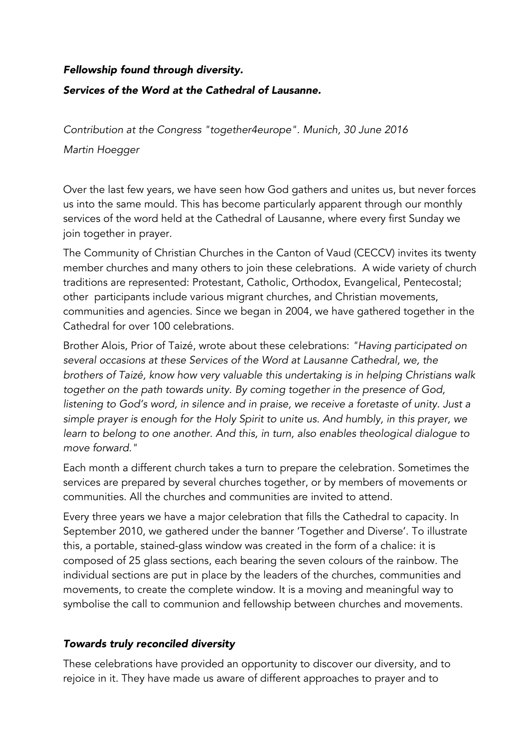# *Fellowship found through diversity.*

## *Services of the Word at the Cathedral of Lausanne.*

*Contribution at the Congress "together4europe". Munich, 30 June 2016*

*Martin Hoegger*

Over the last few years, we have seen how God gathers and unites us, but never forces us into the same mould. This has become particularly apparent through our monthly services of the word held at the Cathedral of Lausanne, where every first Sunday we join together in prayer.

The Community of Christian Churches in the Canton of Vaud (CECCV) invites its twenty member churches and many others to join these celebrations. A wide variety of church traditions are represented: Protestant, Catholic, Orthodox, Evangelical, Pentecostal; other participants include various migrant churches, and Christian movements, communities and agencies. Since we began in 2004, we have gathered together in the Cathedral for over 100 celebrations.

Brother Alois, Prior of Taizé, wrote about these celebrations: *"Having participated on several occasions at these Services of the Word at Lausanne Cathedral, we, the brothers of Taizé, know how very valuable this undertaking is in helping Christians walk together on the path towards unity. By coming together in the presence of God, listening to God's word, in silence and in praise, we receive a foretaste of unity. Just a simple prayer is enough for the Holy Spirit to unite us. And humbly, in this prayer, we learn to belong to one another. And this, in turn, also enables theological dialogue to move forward."*

Each month a different church takes a turn to prepare the celebration. Sometimes the services are prepared by several churches together, or by members of movements or communities. All the churches and communities are invited to attend.

Every three years we have a major celebration that fills the Cathedral to capacity. In September 2010, we gathered under the banner 'Together and Diverse'. To illustrate this, a portable, stained-glass window was created in the form of a chalice: it is composed of 25 glass sections, each bearing the seven colours of the rainbow. The individual sections are put in place by the leaders of the churches, communities and movements, to create the complete window. It is a moving and meaningful way to symbolise the call to communion and fellowship between churches and movements.

### *Towards truly reconciled diversity*

These celebrations have provided an opportunity to discover our diversity, and to rejoice in it. They have made us aware of different approaches to prayer and to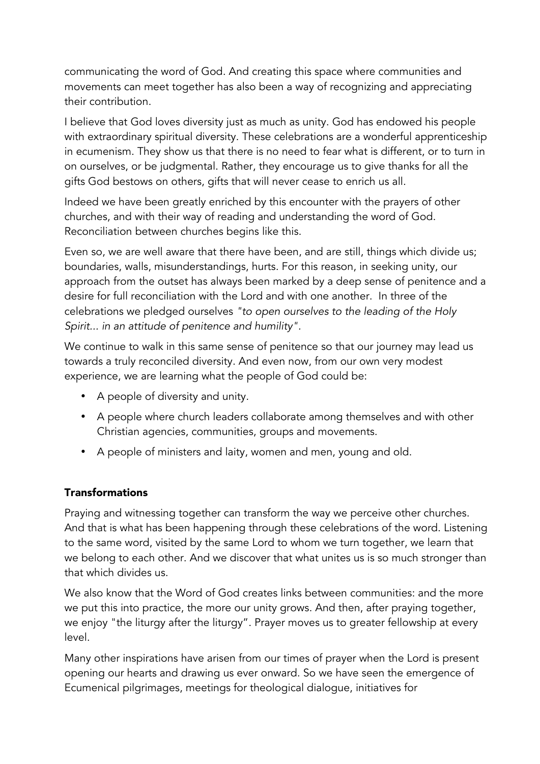communicating the word of God. And creating this space where communities and movements can meet together has also been a way of recognizing and appreciating their contribution.

I believe that God loves diversity just as much as unity. God has endowed his people with extraordinary spiritual diversity. These celebrations are a wonderful apprenticeship in ecumenism. They show us that there is no need to fear what is different, or to turn in on ourselves, or be judgmental. Rather, they encourage us to give thanks for all the gifts God bestows on others, gifts that will never cease to enrich us all.

Indeed we have been greatly enriched by this encounter with the prayers of other churches, and with their way of reading and understanding the word of God. Reconciliation between churches begins like this.

Even so, we are well aware that there have been, and are still, things which divide us; boundaries, walls, misunderstandings, hurts. For this reason, in seeking unity, our approach from the outset has always been marked by a deep sense of penitence and a desire for full reconciliation with the Lord and with one another. In three of the celebrations we pledged ourselves *"to open ourselves to the leading of the Holy Spirit... in an attitude of penitence and humility"*.

We continue to walk in this same sense of penitence so that our journey may lead us towards a truly reconciled diversity. And even now, from our own very modest experience, we are learning what the people of God could be:

- A people of diversity and unity.
- A people where church leaders collaborate among themselves and with other Christian agencies, communities, groups and movements.
- A people of ministers and laity, women and men, young and old.

## Transformations

Praying and witnessing together can transform the way we perceive other churches. And that is what has been happening through these celebrations of the word. Listening to the same word, visited by the same Lord to whom we turn together, we learn that we belong to each other. And we discover that what unites us is so much stronger than that which divides us.

We also know that the Word of God creates links between communities: and the more we put this into practice, the more our unity grows. And then, after praying together, we enjoy "the liturgy after the liturgy". Prayer moves us to greater fellowship at every level.

Many other inspirations have arisen from our times of prayer when the Lord is present opening our hearts and drawing us ever onward. So we have seen the emergence of Ecumenical pilgrimages, meetings for theological dialogue, initiatives for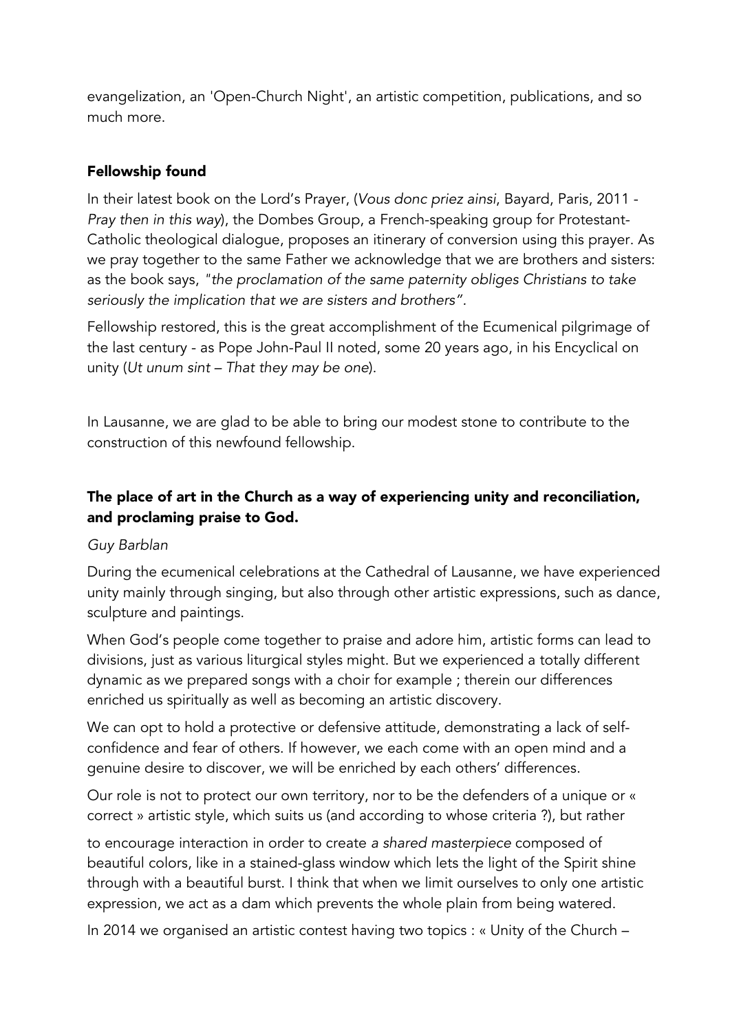evangelization, an 'Open-Church Night', an artistic competition, publications, and so much more.

**Fellowship found**

In their latest book on the Lord's Prayer, (*Vous donc priez ainsi*, Bayard, Paris, 2011 - *Pray then in this way*), the Dombes Group, a French-speaking group for Protestant-Catholic theological dialogue, proposes an itinerary of conversion using this prayer. As we pray together to the same Father we acknowledge that we are brothers and sisters: as the book says, *"the proclamation of the same paternity obliges Christians to take seriously the implication that we are sisters and brothers"*.

Fellowship restored, this is the great accomplishment of the Ecumenical pilgrimage of the last century - as Pope John-Paul II noted, some 20 years ago, in his Encyclical on unity (*Ut unum sint – That they may be one*).

In Lausanne, we are glad to be able to bring our modest stone to contribute to the construction of this newfound fellowship.

**The place of art in the Church as a way of experiencing unity and reconciliation, and proclaming praise to God.**

*Guy Barblan*

During the ecumenical celebrations at the Cathedral of Lausanne, we have experienced unity mainly through singing, but also through other artistic expressions, such as dance, sculpture and paintings.

When God's people come together to praise and adore him, artistic forms can lead to divisions, just as various liturgical styles might. But we experienced a totally different dynamic as we prepared songs with a choir for example ; therein our differences enriched us spiritually as well as becoming an artistic discovery.

We can opt to hold a protective or defensive attitude, demonstrating a lack of self-confidence and fear of others. If however, we each come with an open mind and a genuine desire to discover, we will be enriched by each others' differences.

Our role is not to protect our own territory, nor to be the defenders of a unique or « correct » artistic style, which suits us (and according to whose criteria ?), but rather to encourage interaction in order to create *a shared masterpiece* composed of beautiful colors, like in a stained-glass window which lets the light of the Spirit shine through with a beautiful burst. I think that when we limit ourselves to only one artistic expression, we act as a dam which prevents the whole plain from being watered.

In 2014 we organised an artistic contest having two topics : « Unity of the Church –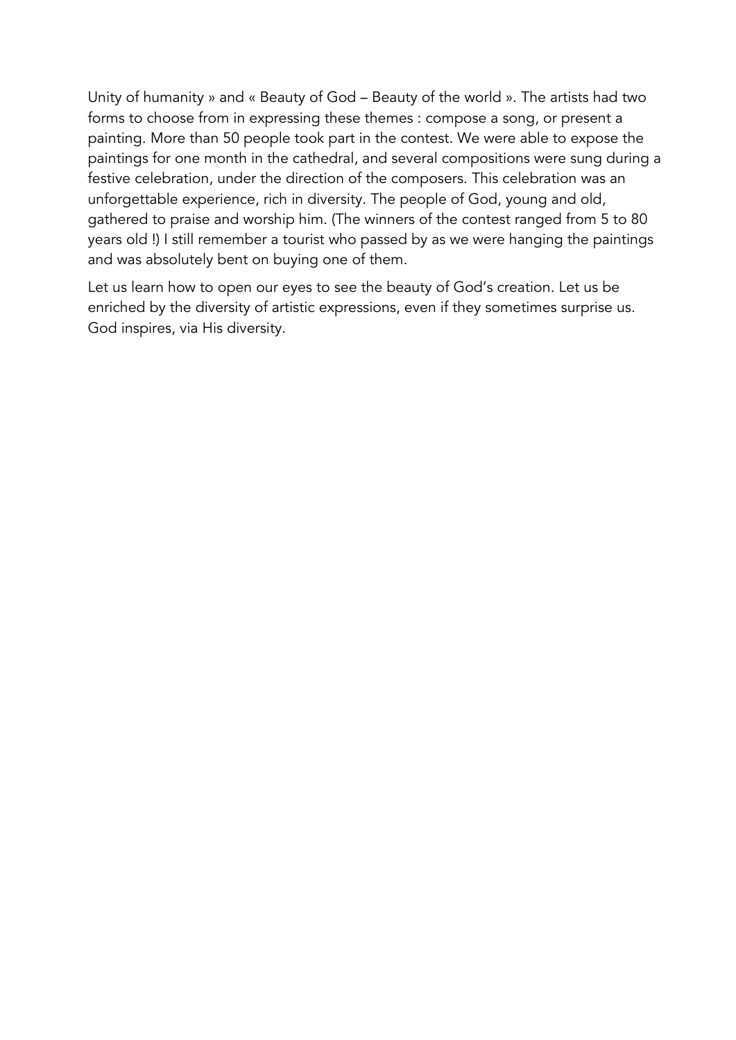Unity of humanity » and « Beauty of God – Beauty of the world ». The artists had two forms to choose from in expressing these themes : compose a song, or present a painting. More than 50 people took part in the contest. We were able to expose the paintings for one month in the cathedral, and several compositions were sung during a festive celebration, under the direction of the composers. This celebration was an unforgettable experience, rich in diversity. The people of God, young and old, gathered to praise and worship him. (The winners of the contest ranged from 5 to 80 years old !) I still remember a tourist who passed by as we were hanging the paintings and was absolutely bent on buying one of them.

Let us learn how to open our eyes to see the beauty of God's creation. Let us be enriched by the diversity of artistic expressions, even if they sometimes surprise us. God inspires, via His diversity.